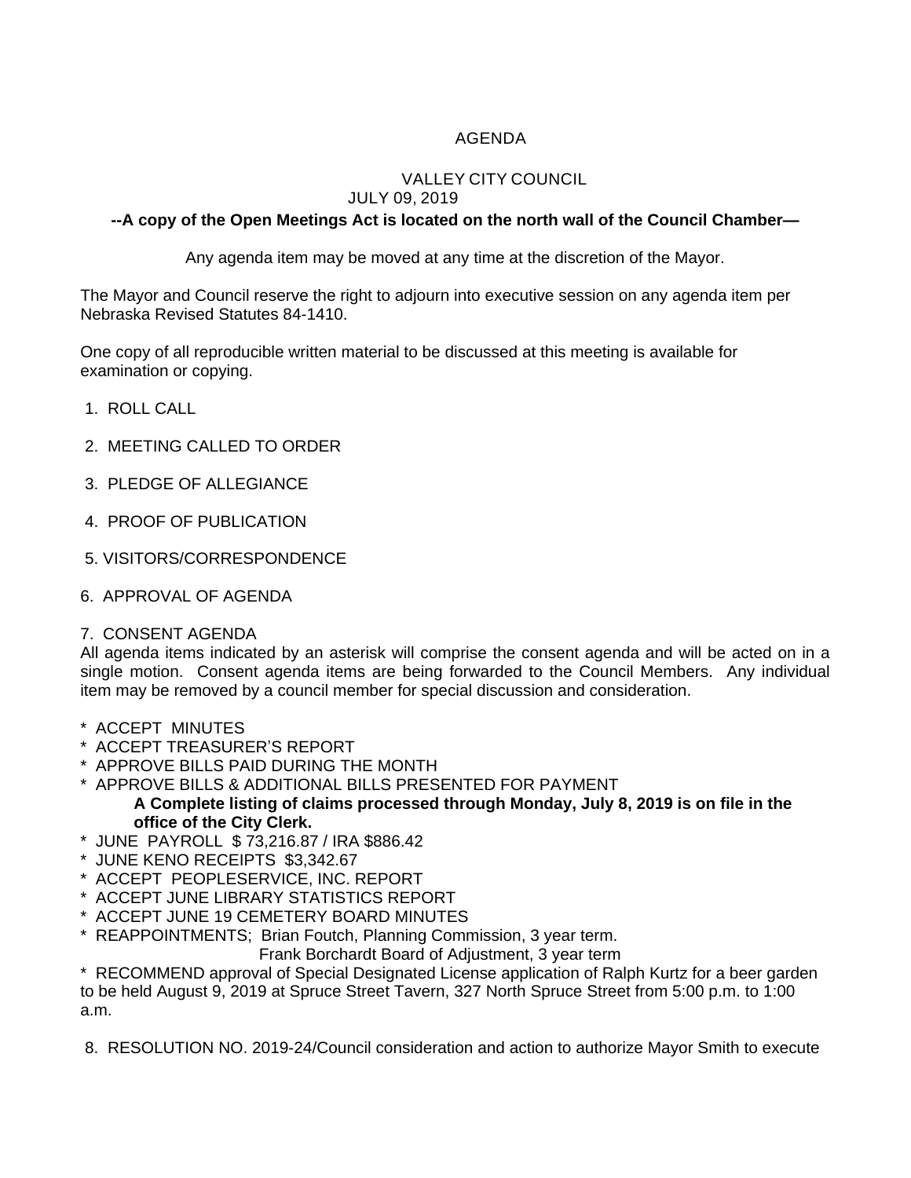# AGENDA

## VALLEY CITY COUNCIL
JULY 09, 2019

**--A copy of the Open Meetings Act is located on the north wall of the Council Chamber—**

Any agenda item may be moved at any time at the discretion of the Mayor.

The Mayor and Council reserve the right to adjourn into executive session on any agenda item per Nebraska Revised Statutes 84-1410.

One copy of all reproducible written material to be discussed at this meeting is available for examination or copying.

1. ROLL CALL

2. MEETING CALLED TO ORDER

3. PLEDGE OF ALLEGIANCE

4. PROOF OF PUBLICATION

5. VISITORS/CORRESPONDENCE

6. APPROVAL OF AGENDA

7. CONSENT AGENDA

All agenda items indicated by an asterisk will comprise the consent agenda and will be acted on in a single motion. Consent agenda items are being forwarded to the Council Members. Any individual item may be removed by a council member for special discussion and consideration.

\* ACCEPT MINUTES
\* ACCEPT TREASURER'S REPORT
\* APPROVE BILLS PAID DURING THE MONTH
\* APPROVE BILLS & ADDITIONAL BILLS PRESENTED FOR PAYMENT
**A Complete listing of claims processed through Monday, July 8, 2019 is on file in the office of the City Clerk.**
\* JUNE PAYROLL $ 73,216.87 / IRA $886.42
\* JUNE KENO RECEIPTS $3,342.67
\* ACCEPT PEOPLESERVICE, INC. REPORT
\* ACCEPT JUNE LIBRARY STATISTICS REPORT
\* ACCEPT JUNE 19 CEMETERY BOARD MINUTES
\* REAPPOINTMENTS; Brian Foutch, Planning Commission, 3 year term.
Frank Borchardt Board of Adjustment, 3 year term
\* RECOMMEND approval of Special Designated License application of Ralph Kurtz for a beer garden to be held August 9, 2019 at Spruce Street Tavern, 327 North Spruce Street from 5:00 p.m. to 1:00 a.m.

8. RESOLUTION NO. 2019-24/Council consideration and action to authorize Mayor Smith to execute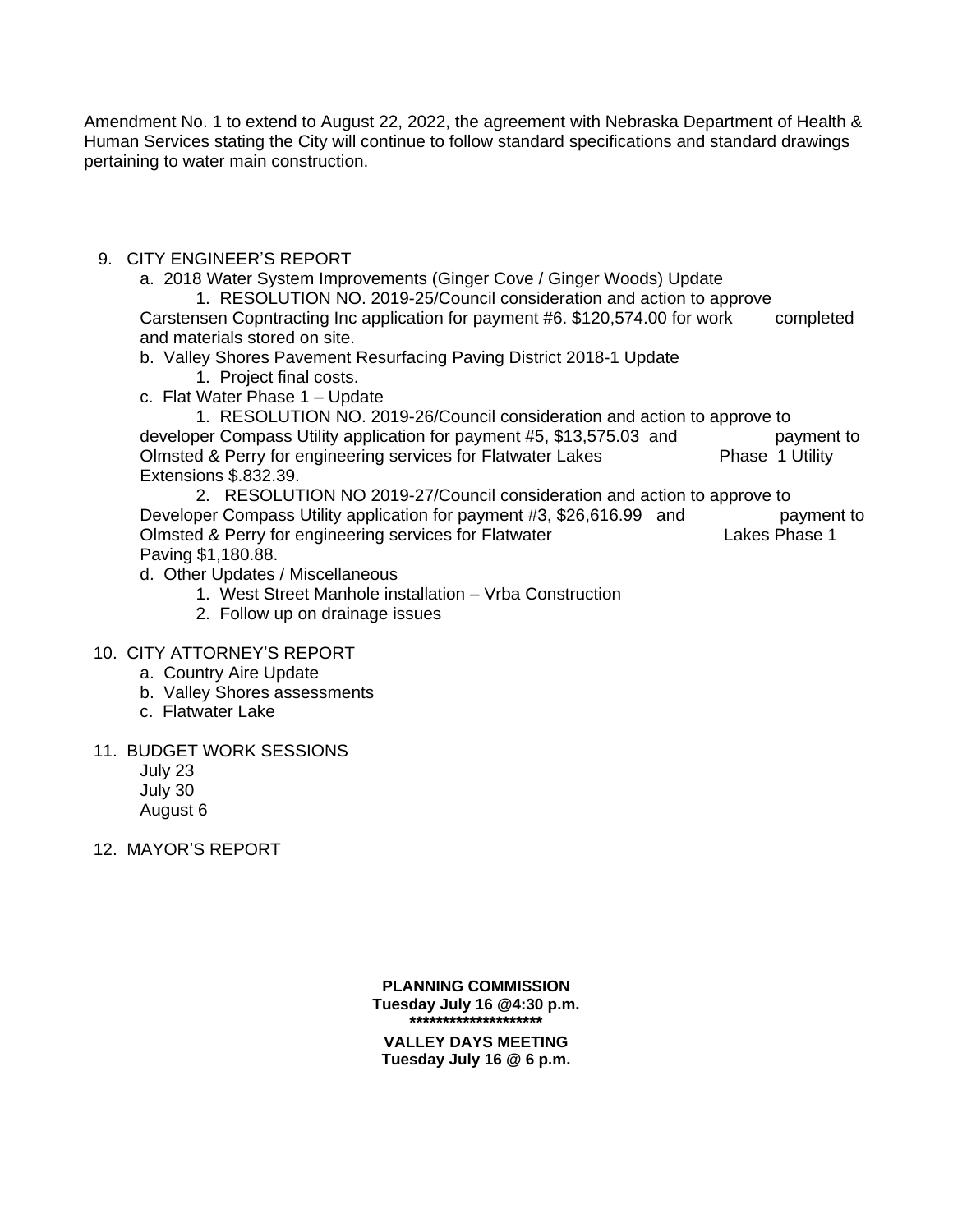Amendment No. 1 to extend to August 22, 2022, the agreement with Nebraska Department of Health & Human Services stating the City will continue to follow standard specifications and standard drawings pertaining to water main construction.

9. CITY ENGINEER'S REPORT
   - a. 2018 Water System Improvements (Ginger Cove / Ginger Woods) Update
     1. RESOLUTION NO. 2019-25/Council consideration and action to approve Carstensen Copntracting Inc application for payment #6. $120,574.00 for work completed and materials stored on site.
   - b. Valley Shores Pavement Resurfacing Paving District 2018-1 Update
     1. Project final costs.
   - c. Flat Water Phase 1 – Update
     1. RESOLUTION NO. 2019-26/Council consideration and action to approve to developer Compass Utility application for payment #5, $13,575.03 and payment to Olmsted & Perry for engineering services for Flatwater Lakes Phase 1 Utility Extensions $.832.39.
     2. RESOLUTION NO 2019-27/Council consideration and action to approve to Developer Compass Utility application for payment #3, $26,616.99 and payment to Olmsted & Perry for engineering services for Flatwater Lakes Phase 1 Paving $1,180.88.
   - d. Other Updates / Miscellaneous
     1. West Street Manhole installation – Vrba Construction
     2. Follow up on drainage issues

10. CITY ATTORNEY'S REPORT
    - a. Country Aire Update
    - b. Valley Shores assessments
    - c. Flatwater Lake

11. BUDGET WORK SESSIONS

    July 23
    July 30
    August 6

12. MAYOR'S REPORT

**PLANNING COMMISSION**
**Tuesday July 16 @4:30 p.m.**
**********************

**VALLEY DAYS MEETING**
**Tuesday July 16 @ 6 p.m.**